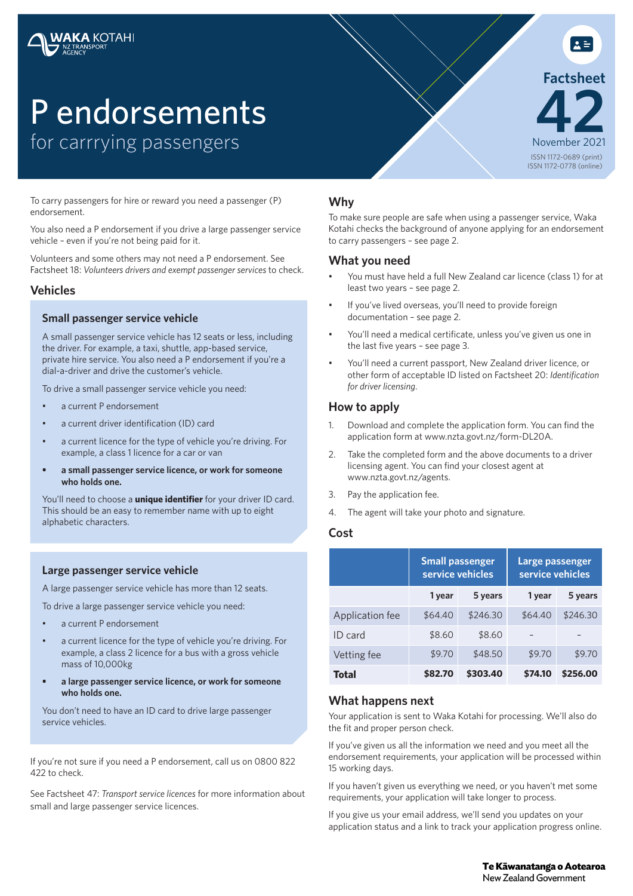WAKA KOTAHI NZ TRANSPORT AGENCY

# P endorsements

## for carrrying passengers

Factsheet 42
November 2021
ISSN 1172-0689 (print)
ISSN 1172-0778 (online)

To carry passengers for hire or reward you need a passenger (P) endorsement.

You also need a P endorsement if you drive a large passenger service vehicle – even if you're not being paid for it.

Volunteers and some others may not need a P endorsement. See Factsheet 18: *Volunteers drivers and exempt passenger services* to check.

## Vehicles

### Small passenger service vehicle

A small passenger service vehicle has 12 seats or less, including the driver. For example, a taxi, shuttle, app-based service, private hire service. You also need a P endorsement if you're a dial-a-driver and drive the customer's vehicle.

To drive a small passenger service vehicle you need:

- a current P endorsement
- a current driver identification (ID) card
- a current licence for the type of vehicle you're driving. For example, a class 1 licence for a car or van
- **a small passenger service licence, or work for someone who holds one.**

You'll need to choose a **unique identifier** for your driver ID card. This should be an easy to remember name with up to eight alphabetic characters.

### Large passenger service vehicle

A large passenger service vehicle has more than 12 seats.

To drive a large passenger service vehicle you need:

- a current P endorsement
- a current licence for the type of vehicle you're driving. For example, a class 2 licence for a bus with a gross vehicle mass of 10,000kg
- **a large passenger service licence, or work for someone who holds one.**

You don't need to have an ID card to drive large passenger service vehicles.

If you're not sure if you need a P endorsement, call us on 0800 822 422 to check.

See Factsheet 47: *Transport service licences* for more information about small and large passenger service licences.

## Why

To make sure people are safe when using a passenger service, Waka Kotahi checks the background of anyone applying for an endorsement to carry passengers – see page 2.

## What you need

- You must have held a full New Zealand car licence (class 1) for at least two years – see page 2.
- If you've lived overseas, you'll need to provide foreign documentation – see page 2.
- You'll need a medical certificate, unless you've given us one in the last five years – see page 3.
- You'll need a current passport, New Zealand driver licence, or other form of acceptable ID listed on Factsheet 20: *Identification for driver licensing*.

## How to apply

1. Download and complete the application form. You can find the application form at www.nzta.govt.nz/form-DL20A.
2. Take the completed form and the above documents to a driver licensing agent. You can find your closest agent at www.nzta.govt.nz/agents.
3. Pay the application fee.
4. The agent will take your photo and signature.

## Cost

| | Small passenger service vehicles | | Large passenger service vehicles | |
|---|---|---|---|---|
| | 1 year | 5 years | 1 year | 5 years |
| Application fee | $64.40 | $246.30 | $64.40 | $246.30 |
| ID card | $8.60 | $8.60 | – | – |
| Vetting fee | $9.70 | $48.50 | $9.70 | $9.70 |
| **Total** | **$82.70** | **$303.40** | **$74.10** | **$256.00** |

## What happens next

Your application is sent to Waka Kotahi for processing. We'll also do the fit and proper person check.

If you've given us all the information we need and you meet all the endorsement requirements, your application will be processed within 15 working days.

If you haven't given us everything we need, or you haven't met some requirements, your application will take longer to process.

If you give us your email address, we'll send you updates on your application status and a link to track your application progress online.

Te Kāwanatanga o Aotearoa
New Zealand Government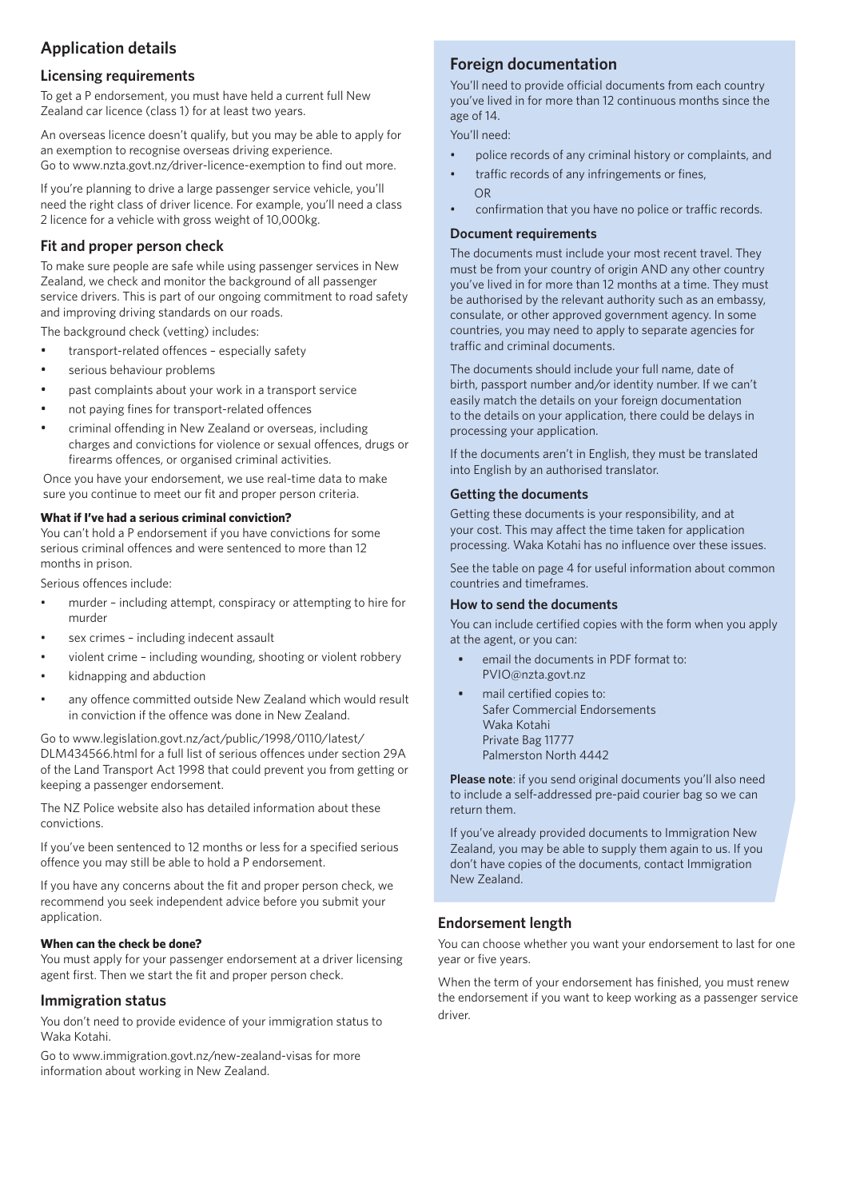## Application details

### Licensing requirements

To get a P endorsement, you must have held a current full New Zealand car licence (class 1) for at least two years.

An overseas licence doesn't qualify, but you may be able to apply for an exemption to recognise overseas driving experience. Go to www.nzta.govt.nz/driver-licence-exemption to find out more.

If you're planning to drive a large passenger service vehicle, you'll need the right class of driver licence. For example, you'll need a class 2 licence for a vehicle with gross weight of 10,000kg.

### Fit and proper person check

To make sure people are safe while using passenger services in New Zealand, we check and monitor the background of all passenger service drivers. This is part of our ongoing commitment to road safety and improving driving standards on our roads.

The background check (vetting) includes:

- transport-related offences – especially safety
- serious behaviour problems
- past complaints about your work in a transport service
- not paying fines for transport-related offences
- criminal offending in New Zealand or overseas, including charges and convictions for violence or sexual offences, drugs or firearms offences, or organised criminal activities.

Once you have your endorsement, we use real-time data to make sure you continue to meet our fit and proper person criteria.

**What if I've had a serious criminal conviction?**

You can't hold a P endorsement if you have convictions for some serious criminal offences and were sentenced to more than 12 months in prison.

Serious offences include:

- murder – including attempt, conspiracy or attempting to hire for murder
- sex crimes – including indecent assault
- violent crime – including wounding, shooting or violent robbery
- kidnapping and abduction
- any offence committed outside New Zealand which would result in conviction if the offence was done in New Zealand.

Go to www.legislation.govt.nz/act/public/1998/0110/latest/DLM434566.html for a full list of serious offences under section 29A of the Land Transport Act 1998 that could prevent you from getting or keeping a passenger endorsement.

The NZ Police website also has detailed information about these convictions.

If you've been sentenced to 12 months or less for a specified serious offence you may still be able to hold a P endorsement.

If you have any concerns about the fit and proper person check, we recommend you seek independent advice before you submit your application.

**When can the check be done?**

You must apply for your passenger endorsement at a driver licensing agent first. Then we start the fit and proper person check.

### Immigration status

You don't need to provide evidence of your immigration status to Waka Kotahi.

Go to www.immigration.govt.nz/new-zealand-visas for more information about working in New Zealand.

## Foreign documentation

You'll need to provide official documents from each country you've lived in for more than 12 continuous months since the age of 14.

You'll need:

- police records of any criminal history or complaints, and
- traffic records of any infringements or fines,

  OR
- confirmation that you have no police or traffic records.

### Document requirements

The documents must include your most recent travel. They must be from your country of origin AND any other country you've lived in for more than 12 months at a time. They must be authorised by the relevant authority such as an embassy, consulate, or other approved government agency. In some countries, you may need to apply to separate agencies for traffic and criminal documents.

The documents should include your full name, date of birth, passport number and/or identity number. If we can't easily match the details on your foreign documentation to the details on your application, there could be delays in processing your application.

If the documents aren't in English, they must be translated into English by an authorised translator.

### Getting the documents

Getting these documents is your responsibility, and at your cost. This may affect the time taken for application processing. Waka Kotahi has no influence over these issues.

See the table on page 4 for useful information about common countries and timeframes.

### How to send the documents

You can include certified copies with the form when you apply at the agent, or you can:

- email the documents in PDF format to: PVIO@nzta.govt.nz
- mail certified copies to:
  Safer Commercial Endorsements
  Waka Kotahi
  Private Bag 11777
  Palmerston North 4442

**Please note**: if you send original documents you'll also need to include a self-addressed pre-paid courier bag so we can return them.

If you've already provided documents to Immigration New Zealand, you may be able to supply them again to us. If you don't have copies of the documents, contact Immigration New Zealand.

## Endorsement length

You can choose whether you want your endorsement to last for one year or five years.

When the term of your endorsement has finished, you must renew the endorsement if you want to keep working as a passenger service driver.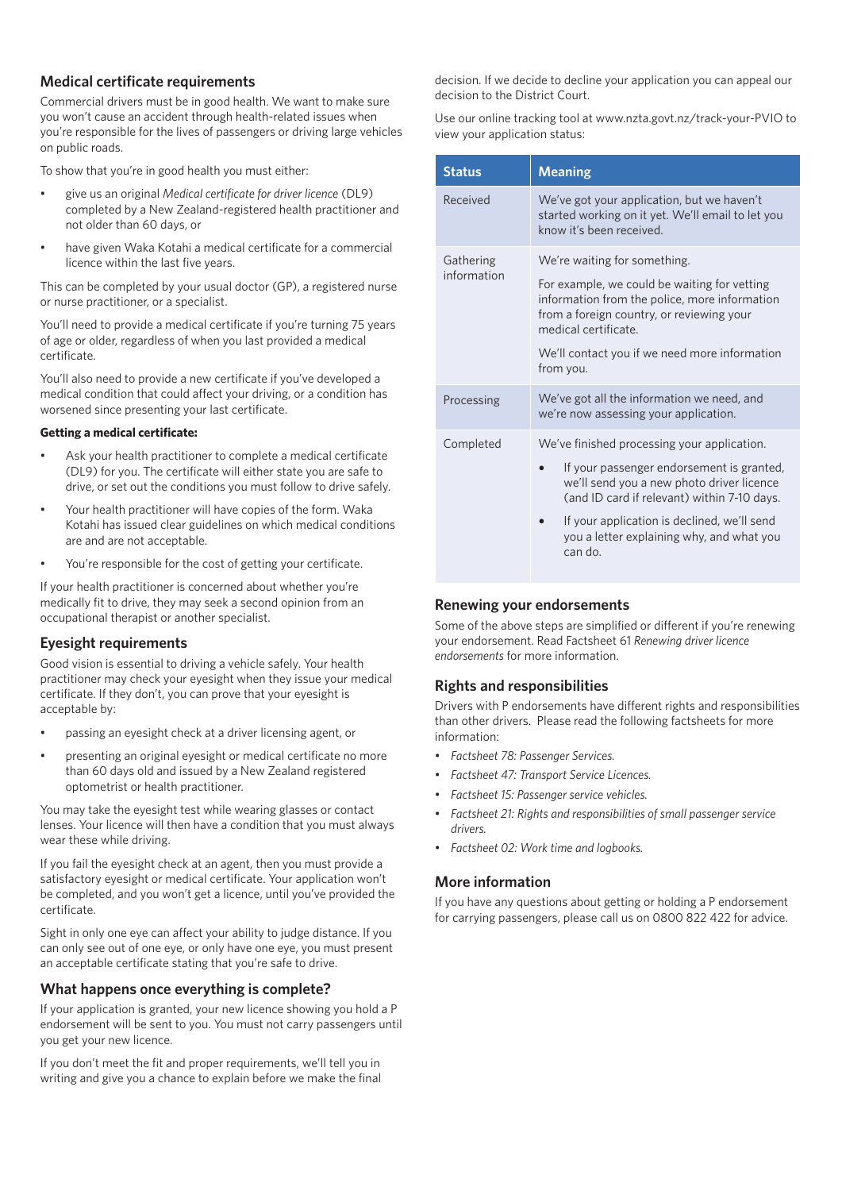## Medical certificate requirements

Commercial drivers must be in good health. We want to make sure you won't cause an accident through health-related issues when you're responsible for the lives of passengers or driving large vehicles on public roads.

To show that you're in good health you must either:

- give us an original *Medical certificate for driver licence* (DL9) completed by a New Zealand-registered health practitioner and not older than 60 days, or
- have given Waka Kotahi a medical certificate for a commercial licence within the last five years.

This can be completed by your usual doctor (GP), a registered nurse or nurse practitioner, or a specialist.

You'll need to provide a medical certificate if you're turning 75 years of age or older, regardless of when you last provided a medical certificate.

You'll also need to provide a new certificate if you've developed a medical condition that could affect your driving, or a condition has worsened since presenting your last certificate.

**Getting a medical certificate:**

- Ask your health practitioner to complete a medical certificate (DL9) for you. The certificate will either state you are safe to drive, or set out the conditions you must follow to drive safely.
- Your health practitioner will have copies of the form. Waka Kotahi has issued clear guidelines on which medical conditions are and are not acceptable.
- You're responsible for the cost of getting your certificate.

If your health practitioner is concerned about whether you're medically fit to drive, they may seek a second opinion from an occupational therapist or another specialist.

## Eyesight requirements

Good vision is essential to driving a vehicle safely. Your health practitioner may check your eyesight when they issue your medical certificate. If they don't, you can prove that your eyesight is acceptable by:

- passing an eyesight check at a driver licensing agent, or
- presenting an original eyesight or medical certificate no more than 60 days old and issued by a New Zealand registered optometrist or health practitioner.

You may take the eyesight test while wearing glasses or contact lenses. Your licence will then have a condition that you must always wear these while driving.

If you fail the eyesight check at an agent, then you must provide a satisfactory eyesight or medical certificate. Your application won't be completed, and you won't get a licence, until you've provided the certificate.

Sight in only one eye can affect your ability to judge distance. If you can only see out of one eye, or only have one eye, you must present an acceptable certificate stating that you're safe to drive.

## What happens once everything is complete?

If your application is granted, your new licence showing you hold a P endorsement will be sent to you. You must not carry passengers until you get your new licence.

If you don't meet the fit and proper requirements, we'll tell you in writing and give you a chance to explain before we make the final decision. If we decide to decline your application you can appeal our decision to the District Court.

Use our online tracking tool at www.nzta.govt.nz/track-your-PVIO to view your application status:

| Status | Meaning |
|---|---|
| Received | We've got your application, but we haven't started working on it yet. We'll email to let you know it's been received. |
| Gathering information | We're waiting for something.<br><br>For example, we could be waiting for vetting information from the police, more information from a foreign country, or reviewing your medical certificate.<br><br>We'll contact you if we need more information from you. |
| Processing | We've got all the information we need, and we're now assessing your application. |
| Completed | We've finished processing your application.<br><br>• If your passenger endorsement is granted, we'll send you a new photo driver licence (and ID card if relevant) within 7-10 days.<br><br>• If your application is declined, we'll send you a letter explaining why, and what you can do. |

## Renewing your endorsements

Some of the above steps are simplified or different if you're renewing your endorsement. Read Factsheet 61 *Renewing driver licence endorsements* for more information.

## Rights and responsibilities

Drivers with P endorsements have different rights and responsibilities than other drivers. Please read the following factsheets for more information:

- *Factsheet 78: Passenger Services.*
- *Factsheet 47: Transport Service Licences.*
- *Factsheet 15: Passenger service vehicles.*
- *Factsheet 21: Rights and responsibilities of small passenger service drivers.*
- *Factsheet 02: Work time and logbooks.*

## More information

If you have any questions about getting or holding a P endorsement for carrying passengers, please call us on 0800 822 422 for advice.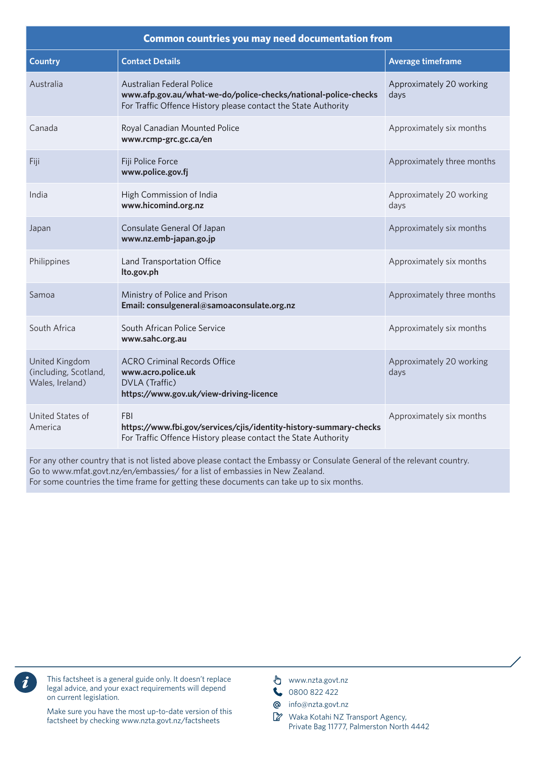## Common countries you may need documentation from

| Country | Contact Details | Average timeframe |
|---|---|---|
| Australia | Australian Federal Police<br>**www.afp.gov.au/what-we-do/police-checks/national-police-checks**<br>For Traffic Offence History please contact the State Authority | Approximately 20 working days |
| Canada | Royal Canadian Mounted Police<br>**www.rcmp-grc.gc.ca/en** | Approximately six months |
| Fiji | Fiji Police Force<br>**www.police.gov.fj** | Approximately three months |
| India | High Commission of India<br>**www.hicomind.org.nz** | Approximately 20 working days |
| Japan | Consulate General Of Japan<br>**www.nz.emb-japan.go.jp** | Approximately six months |
| Philippines | Land Transportation Office<br>**lto.gov.ph** | Approximately six months |
| Samoa | Ministry of Police and Prison<br>**Email: consulgeneral@samoaconsulate.org.nz** | Approximately three months |
| South Africa | South African Police Service<br>**www.sahc.org.au** | Approximately six months |
| United Kingdom (including, Scotland, Wales, Ireland) | ACRO Criminal Records Office<br>**www.acro.police.uk**<br>DVLA (Traffic)<br>**https://www.gov.uk/view-driving-licence** | Approximately 20 working days |
| United States of America | FBI<br>**https://www.fbi.gov/services/cjis/identity-history-summary-checks**<br>For Traffic Offence History please contact the State Authority | Approximately six months |

For any other country that is not listed above please contact the Embassy or Consulate General of the relevant country.
Go to www.mfat.govt.nz/en/embassies/ for a list of embassies in New Zealand.
For some countries the time frame for getting these documents can take up to six months.

This factsheet is a general guide only. It doesn't replace legal advice, and your exact requirements will depend on current legislation.

Make sure you have the most up-to-date version of this factsheet by checking www.nzta.govt.nz/factsheets

www.nzta.govt.nz
0800 822 422
info@nzta.govt.nz
Waka Kotahi NZ Transport Agency, Private Bag 11777, Palmerston North 4442